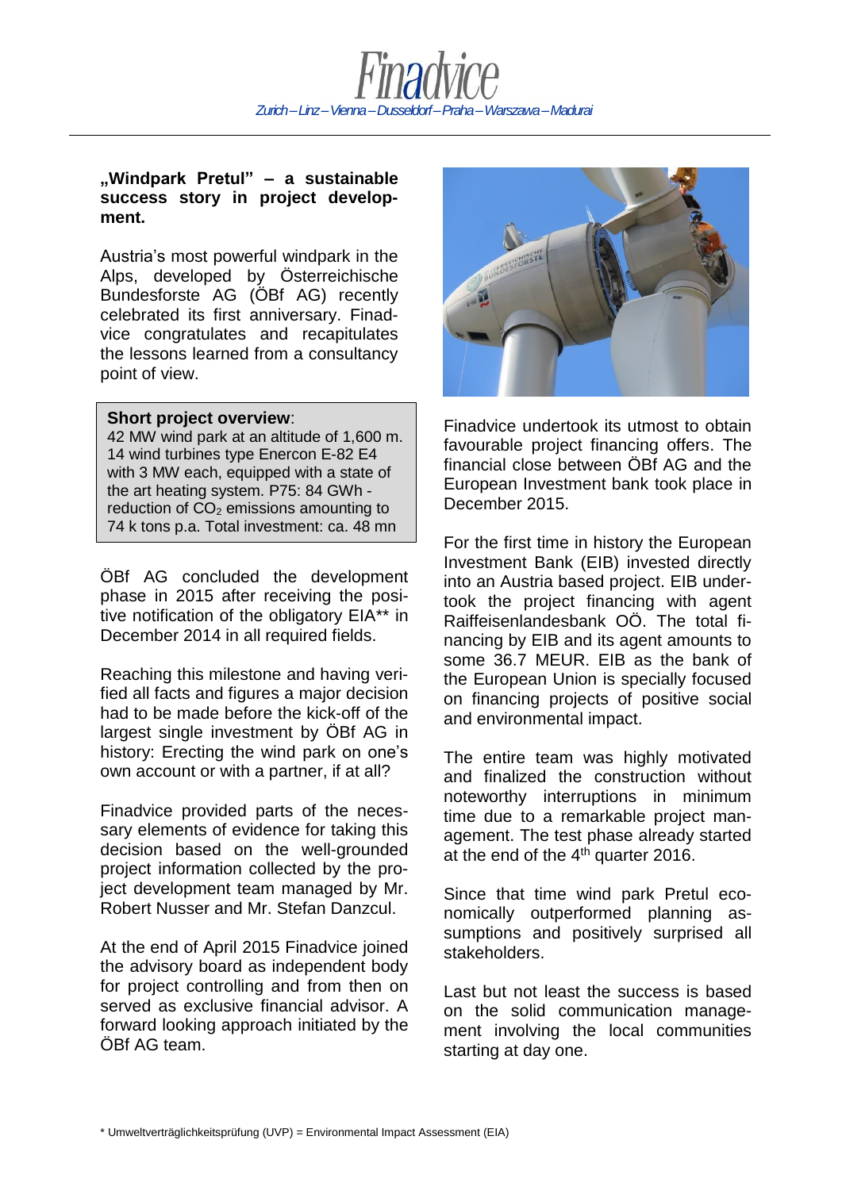# Finadvice

*Zurich – Linz – Vienna – Dusseldorf – Praha – Warszawa – Madurai*

**„Windpark Pretul" – a sustainable success story in project development.**

Austria's most powerful windpark in the Alps, developed by Österreichische Bundesforste AG (ÖBf AG) recently celebrated its first anniversary. Finadvice congratulates and recapitulates the lessons learned from a consultancy point of view.

**Short project overview**:
42 MW wind park at an altitude of 1,600 m. 14 wind turbines type Enercon E-82 E4 with 3 MW each, equipped with a state of the art heating system. P75: 84 GWh - reduction of $CO_2$ emissions amounting to 74 k tons p.a. Total investment: ca. 48 mn

ÖBf AG concluded the development phase in 2015 after receiving the positive notification of the obligatory EIA** in December 2014 in all required fields.

Reaching this milestone and having verified all facts and figures a major decision had to be made before the kick-off of the largest single investment by ÖBf AG in history: Erecting the wind park on one's own account or with a partner, if at all?

Finadvice provided parts of the necessary elements of evidence for taking this decision based on the well-grounded project information collected by the project development team managed by Mr. Robert Nusser and Mr. Stefan Danzcul.

At the end of April 2015 Finadvice joined the advisory board as independent body for project controlling and from then on served as exclusive financial advisor. A forward looking approach initiated by the ÖBf AG team.

Finadvice undertook its utmost to obtain favourable project financing offers. The financial close between ÖBf AG and the European Investment bank took place in December 2015.

For the first time in history the European Investment Bank (EIB) invested directly into an Austria based project. EIB undertook the project financing with agent Raiffeisenlandesbank OÖ. The total financing by EIB and its agent amounts to some 36.7 MEUR. EIB as the bank of the European Union is specially focused on financing projects of positive social and environmental impact.

The entire team was highly motivated and finalized the construction without noteworthy interruptions in minimum time due to a remarkable project management. The test phase already started at the end of the 4th quarter 2016.

Since that time wind park Pretul economically outperformed planning assumptions and positively surprised all stakeholders.

Last but not least the success is based on the solid communication management involving the local communities starting at day one.

\* Umweltverträglichkeitsprüfung (UVP) = Environmental Impact Assessment (EIA)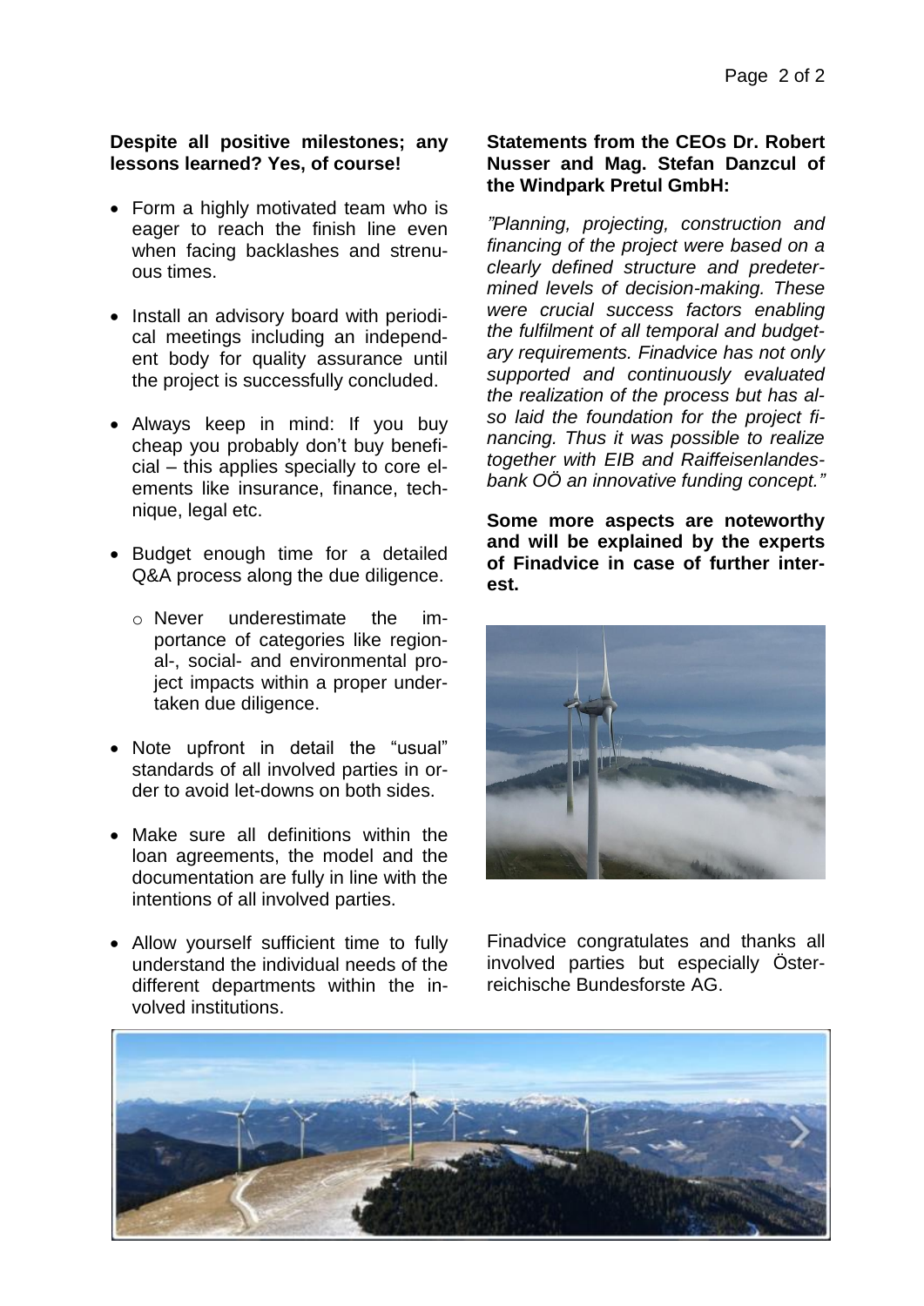**Despite all positive milestones; any lessons learned? Yes, of course!**

- Form a highly motivated team who is eager to reach the finish line even when facing backlashes and strenuous times.
- Install an advisory board with periodical meetings including an independent body for quality assurance until the project is successfully concluded.
- Always keep in mind: If you buy cheap you probably don't buy beneficial – this applies specially to core elements like insurance, finance, technique, legal etc.
- Budget enough time for a detailed Q&A process along the due diligence.
  - Never underestimate the importance of categories like regional-, social- and environmental project impacts within a proper undertaken due diligence.
- Note upfront in detail the "usual" standards of all involved parties in order to avoid let-downs on both sides.
- Make sure all definitions within the loan agreements, the model and the documentation are fully in line with the intentions of all involved parties.
- Allow yourself sufficient time to fully understand the individual needs of the different departments within the involved institutions.

**Statements from the CEOs Dr. Robert Nusser and Mag. Stefan Danzcul of the Windpark Pretul GmbH:**

*"Planning, projecting, construction and financing of the project were based on a clearly defined structure and predetermined levels of decision-making. These were crucial success factors enabling the fulfilment of all temporal and budgetary requirements. Finadvice has not only supported and continuously evaluated the realization of the process but has also laid the foundation for the project financing. Thus it was possible to realize together with EIB and Raiffeisenlandesbank OÖ an innovative funding concept."*

**Some more aspects are noteworthy and will be explained by the experts of Finadvice in case of further interest.**

Finadvice congratulates and thanks all involved parties but especially Österreichische Bundesforste AG.